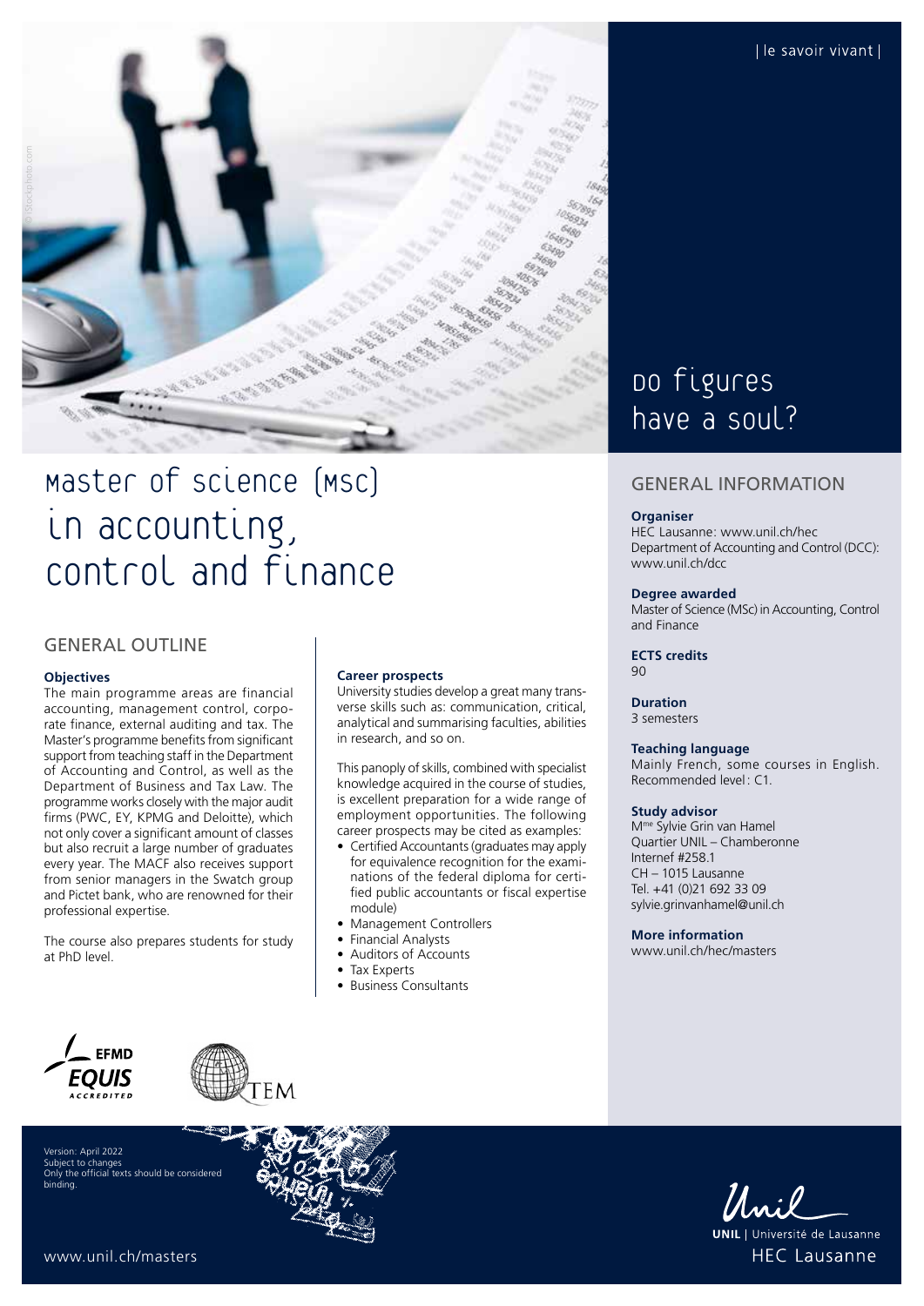| le savoir vivant |

Do figures have a soul?

# Master of Science (MSc) in Accounting, Control and Finance

## GENERAL OUTLINE

**Objectives**

The main programme areas are financial accounting, management control, corporate finance, external auditing and tax. The Master's programme benefits from significant support from teaching staff in the Department of Accounting and Control, as well as the Department of Business and Tax Law. The programme works closely with the major audit firms (PWC, EY, KPMG and Deloitte), which not only cover a significant amount of classes but also recruit a large number of graduates every year. The MACF also receives support from senior managers in the Swatch group and Pictet bank, who are renowned for their professional expertise.

The course also prepares students for study at PhD level.

**Career prospects**

University studies develop a great many transverse skills such as: communication, critical, analytical and summarising faculties, abilities in research, and so on.

This panoply of skills, combined with specialist knowledge acquired in the course of studies, is excellent preparation for a wide range of employment opportunities. The following career prospects may be cited as examples:

- Certified Accountants (graduates may apply for equivalence recognition for the examinations of the federal diploma for certified public accountants or fiscal expertise module)
- Management Controllers
- Financial Analysts
- Auditors of Accounts
- Tax Experts
- Business Consultants

## GENERAL INFORMATION

**Organiser**

HEC Lausanne: www.unil.ch/hec
Department of Accounting and Control (DCC): www.unil.ch/dcc

**Degree awarded**

Master of Science (MSc) in Accounting, Control and Finance

**ECTS credits**

90

**Duration**

3 semesters

**Teaching language**

Mainly French, some courses in English. Recommended level: C1.

**Study advisor**

Mme Sylvie Grin van Hamel
Quartier UNIL – Chamberonne
Internef #258.1
CH – 1015 Lausanne
Tel. +41 (0)21 692 33 09
sylvie.grinvanhamel@unil.ch

**More information**

www.unil.ch/hec/masters

EFMD EQUIS ACCREDITED

TEM

Version: April 2022
Subject to changes
Only the official texts should be considered binding.

www.unil.ch/masters

UNIL | Université de Lausanne
HEC Lausanne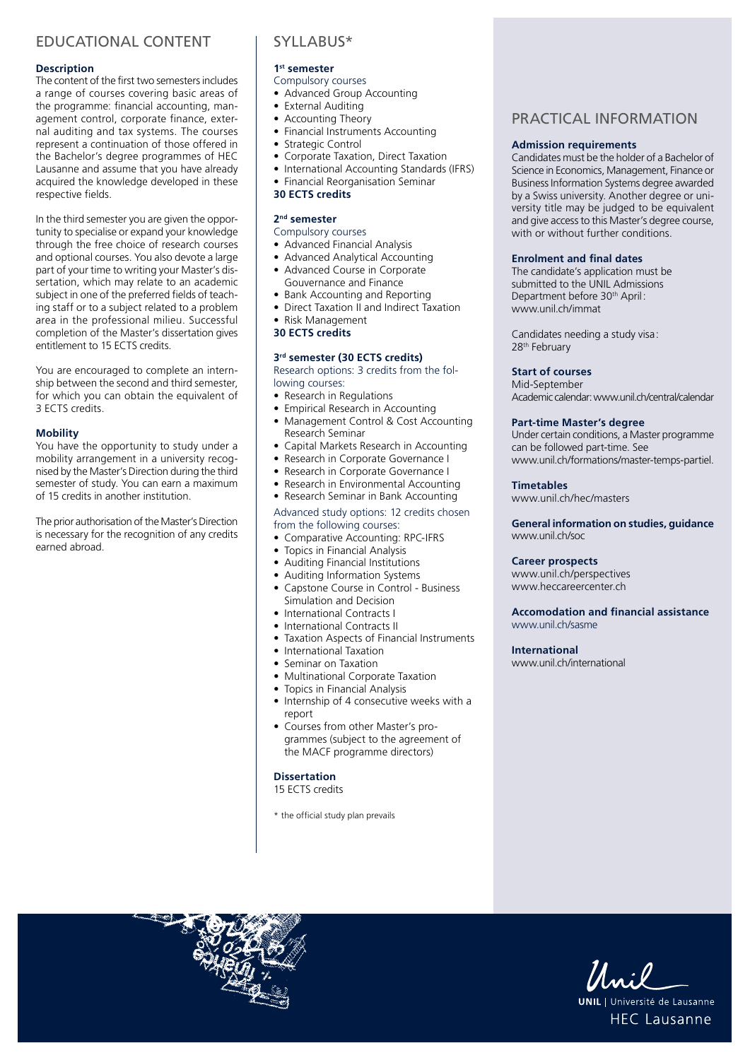## EDUCATIONAL CONTENT

### Description

The content of the first two semesters includes a range of courses covering basic areas of the programme: financial accounting, management control, corporate finance, external auditing and tax systems. The courses represent a continuation of those offered in the Bachelor's degree programmes of HEC Lausanne and assume that you have already acquired the knowledge developed in these respective fields.

In the third semester you are given the opportunity to specialise or expand your knowledge through the free choice of research courses and optional courses. You also devote a large part of your time to writing your Master's dissertation, which may relate to an academic subject in one of the preferred fields of teaching staff or to a subject related to a problem area in the professional milieu. Successful completion of the Master's dissertation gives entitlement to 15 ECTS credits.

You are encouraged to complete an internship between the second and third semester, for which you can obtain the equivalent of 3 ECTS credits.

### Mobility

You have the opportunity to study under a mobility arrangement in a university recognised by the Master's Direction during the third semester of study. You can earn a maximum of 15 credits in another institution.

The prior authorisation of the Master's Direction is necessary for the recognition of any credits earned abroad.

## SYLLABUS*

### 1st semester

Compulsory courses

- Advanced Group Accounting
- External Auditing
- Accounting Theory
- Financial Instruments Accounting
- Strategic Control
- Corporate Taxation, Direct Taxation
- International Accounting Standards (IFRS)
- Financial Reorganisation Seminar

**30 ECTS credits**

### 2nd semester

Compulsory courses

- Advanced Financial Analysis
- Advanced Analytical Accounting
- Advanced Course in Corporate Gouvernance and Finance
- Bank Accounting and Reporting
- Direct Taxation II and Indirect Taxation
- Risk Management

**30 ECTS credits**

### 3rd semester (30 ECTS credits)

Research options: 3 credits from the following courses:

- Research in Regulations
- Empirical Research in Accounting
- Management Control & Cost Accounting Research Seminar
- Capital Markets Research in Accounting
- Research in Corporate Governance I
- Research in Corporate Governance I
- Research in Environmental Accounting
- Research Seminar in Bank Accounting

Advanced study options: 12 credits chosen from the following courses:

- Comparative Accounting: RPC-IFRS
- Topics in Financial Analysis
- Auditing Financial Institutions
- Auditing Information Systems
- Capstone Course in Control - Business Simulation and Decision
- International Contracts I
- International Contracts II
- Taxation Aspects of Financial Instruments
- International Taxation
- Seminar on Taxation
- Multinational Corporate Taxation
- Topics in Financial Analysis
- Internship of 4 consecutive weeks with a report
- Courses from other Master's programmes (subject to the agreement of the MACF programme directors)

### Dissertation

15 ECTS credits

\* the official study plan prevails

## PRACTICAL INFORMATION

### Admission requirements

Candidates must be the holder of a Bachelor of Science in Economics, Management, Finance or Business Information Systems degree awarded by a Swiss university. Another degree or university title may be judged to be equivalent and give access to this Master's degree course, with or without further conditions.

### Enrolment and final dates

The candidate's application must be submitted to the UNIL Admissions Department before 30th April: www.unil.ch/immat

Candidates needing a study visa: 28th February

### Start of courses

Mid-September
Academic calendar: www.unil.ch/central/calendar

### Part-time Master's degree

Under certain conditions, a Master programme can be followed part-time. See www.unil.ch/formations/master-temps-partiel.

### Timetables

www.unil.ch/hec/masters

### General information on studies, guidance

www.unil.ch/soc

### Career prospects

www.unil.ch/perspectives
www.heccareercenter.ch

### Accomodation and financial assistance

www.unil.ch/sasme

### International

www.unil.ch/international

Unil
UNIL | Université de Lausanne
HEC Lausanne